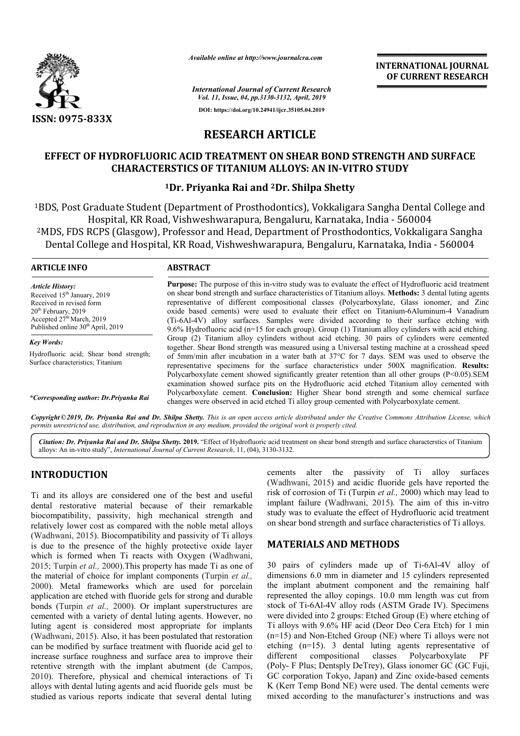ISSN: 0975-833X

*Available online at http://www.journalcra.com*

*International Journal of Current Research*
*Vol. 11, Issue, 04, pp.3130-3132, April, 2019*

DOI: https://doi.org/10.24941/ijcr.35105.04.2019

**INTERNATIONAL JOURNAL OF CURRENT RESEARCH**

# RESEARCH ARTICLE

## EFFECT OF HYDROFLUORIC ACID TREATMENT ON SHEAR BOND STRENGTH AND SURFACE CHARACTERSTICS OF TITANIUM ALLOYS: AN IN-VITRO STUDY

**[1]Dr. Priyanka Rai and [2]Dr. Shilpa Shetty**

[1]BDS, Post Graduate Student (Department of Prosthodontics), Vokkaligara Sangha Dental College and Hospital, KR Road, Vishweshwarapura, Bengaluru, Karnataka, India - 560004

[2]MDS, FDS RCPS (Glasgow), Professor and Head, Department of Prosthodontics, Vokkaligara Sangha Dental College and Hospital, KR Road, Vishweshwarapura, Bengaluru, Karnataka, India - 560004

**ARTICLE INFO**

*Article History:*
Received 15th January, 2019
Received in revised form
20th February, 2019
Accepted 27th March, 2019
Published online 30th April, 2019

*Key Words:*
Hydrofluoric acid; Shear bond strength; Surface characteristics; Titanium

**\*Corresponding author: Dr.Priyanka Rai**

**ABSTRACT**

**Purpose:** The purpose of this in-vitro study was to evaluate the effect of Hydrofluoric acid treatment on shear bond strength and surface characteristics of Titanium alloys. **Methods:** 3 dental luting agents representative of different compositional classes (Polycarboxylate, Glass ionomer, and Zinc oxide based cements) were used to evaluate their effect on Titanium-6Aluminum-4 Vanadium (Ti-6Al-4V) alloy surfaces. Samples were divided according to their surface etching with 9.6% Hydrofluoric acid (n=15 for each group). Group (1) Titanium alloy cylinders with acid etching. Group (2) Titanium alloy cylinders without acid etching. 30 pairs of cylinders were cemented together. Shear Bond strength was measured using a Universal testing machine at a crosshead speed of 5mm/min after incubation in a water bath at 37°C for 7 days. SEM was used to observe the representative specimens for the surface characteristics under 500X magnification. **Results:** Polycarboxylate cement showed significantly greater retention than all other groups ($P<0.05$). SEM examination showed surface pits on the Hydrofluoric acid etched Titanium alloy cemented with Polycarboxylate cement. **Conclusion:** Higher Shear bond strength and some chemical surface changes were observed in acid etched Ti alloy group cemented with Polycarboxylate cement.

*Copyright©2019, Dr. Priyanka Rai and Dr. Shilpa Shetty. This is an open access article distributed under the Creative Commons Attribution License, which permits unrestricted use, distribution, and reproduction in any medium, provided the original work is properly cited.*

***Citation: Dr. Priyanka Rai and Dr. Shilpa Shetty.* 2019.** "Effect of Hydrofluoric acid treatment on shear bond strength and surface characterstics of Titanium alloys: An in-vitro study", *International Journal of Current Research*, 11, (04), 3130-3132.

## INTRODUCTION

Ti and its alloys are considered one of the best and useful dental restorative material because of their remarkable biocompatibility, passivity, high mechanical strength and relatively lower cost as compared with the noble metal alloys (Wadhwani, 2015). Biocompatibility and passivity of Ti alloys is due to the presence of the highly protective oxide layer which is formed when Ti reacts with Oxygen (Wadhwani, 2015; Turpin *et al.,* 2000).This property has made Ti as one of the material of choice for implant components (Turpin *et al.,* 2000). Metal frameworks which are used for porcelain application are etched with fluoride gels for strong and durable bonds (Turpin *et al.,* 2000). Or implant superstructures are cemented with a variety of dental luting agents. However, no luting agent is considered most appropriate for implants (Wadhwani, 2015). Also, it has been postulated that restoration can be modified by surface treatment with fluoride acid gel to increase surface roughness and surface area to improve their retentive strength with the implant abutment (de Campos, 2010). Therefore, physical and chemical interactions of Ti alloys with dental luting agents and acid fluoride gels must be studied as various reports indicate that several dental luting cements alter the passivity of Ti alloy surfaces (Wadhwani, 2015) and acidic fluoride gels have reported the risk of corrosion of Ti (Turpin *et al.,* 2000) which may lead to implant failure (Wadhwani, 2015). The aim of this in-vitro study was to evaluate the effect of Hydrofluoric acid treatment on shear bond strength and surface characteristics of Ti alloys.

## MATERIALS AND METHODS

30 pairs of cylinders made up of Ti-6Al-4V alloy of dimensions 6.0 mm in diameter and 15 cylinders represented the implant abutment component and the remaining half represented the alloy copings. 10.0 mm length was cut from stock of Ti-6Al-4V alloy rods (ASTM Grade IV). Specimens were divided into 2 groups: Etched Group (E) where etching of Ti alloys with 9.6% HF acid (Deor Deo Cera Etch) for 1 min (n=15) and Non-Etched Group (NE) where Ti alloys were not etching (n=15). 3 dental luting agents representative of different compositional classes Polycarboxylate PF (Poly- F Plus; Dentsply DeTrey), Glass ionomer GC (GC Fuji, GC corporation Tokyo, Japan) and Zinc oxide-based cements K (Kerr Temp Bond NE) were used. The dental cements were mixed according to the manufacturer's instructions and was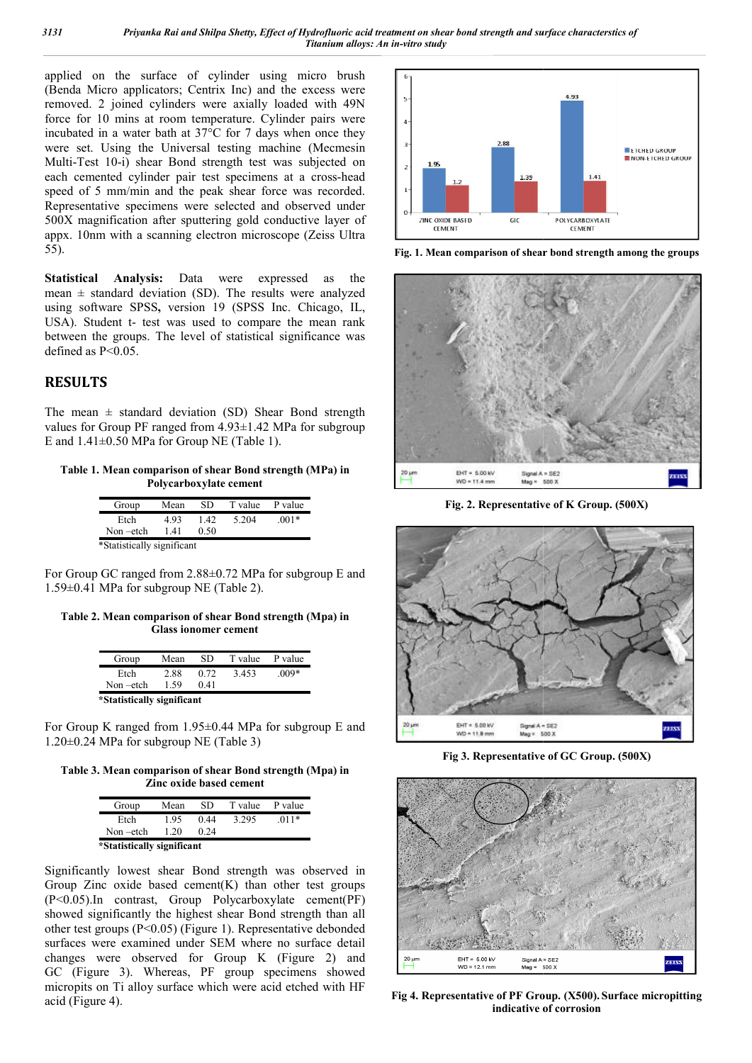applied on the surface of cylinder using micro brush (Benda Micro applicators; Centrix Inc) and the excess were removed. 2 joined cylinders were axially loaded with 49N force for 10 mins at room temperature. Cylinder pairs were incubated in a water bath at 37°C for 7 days when once they were set. Using the Universal testing machine (Mecmesin Multi-Test 10-i) shear Bond strength test was subjected on each cemented cylinder pair test specimens at a cross-head speed of 5 mm/min and the peak shear force was recorded. Representative specimens were selected and observed under 500X magnification after sputtering gold conductive layer of appx. 10nm with a scanning electron microscope (Zeiss Ultra 55).

**Statistical Analysis:** Data were expressed as the mean ± standard deviation (SD). The results were analyzed using software SPSS**,** version 19 (SPSS Inc. Chicago, IL, USA). Student t- test was used to compare the mean rank between the groups. The level of statistical significance was defined as $P<0.05$.

## RESULTS

The mean ± standard deviation (SD) Shear Bond strength values for Group PF ranged from 4.93±1.42 MPa for subgroup E and 1.41±0.50 MPa for Group NE (Table 1).

**Table 1. Mean comparison of shear Bond strength (MPa) in Polycarboxylate cement**

| Group | Mean | SD | T value | P value |
|---|---|---|---|---|
| Etch | 4.93 | 1.42 | 5.204 | .001* |
| Non –etch | 1.41 | 0.50 | | |

*Statistically significant

For Group GC ranged from 2.88±0.72 MPa for subgroup E and 1.59±0.41 MPa for subgroup NE (Table 2).

**Table 2. Mean comparison of shear Bond strength (Mpa) in Glass ionomer cement**

| Group | Mean | SD | T value | P value |
|---|---|---|---|---|
| Etch | 2.88 | 0.72 | 3.453 | .009* |
| Non –etch | 1.59 | 0.41 | | |

***Statistically significant**

For Group K ranged from 1.95±0.44 MPa for subgroup E and 1.20±0.24 MPa for subgroup NE (Table 3)

**Table 3. Mean comparison of shear Bond strength (Mpa) in Zinc oxide based cement**

| Group | Mean | SD | T value | P value |
|---|---|---|---|---|
| Etch | 1.95 | 0.44 | 3.295 | .011* |
| Non –etch | 1.20 | 0.24 | | |

***Statistically significant**

Significantly lowest shear Bond strength was observed in Group Zinc oxide based cement(K) than other test groups ($P<0.05$).In contrast, Group Polycarboxylate cement(PF) showed significantly the highest shear Bond strength than all other test groups ($P<0.05$) (Figure 1). Representative debonded surfaces were examined under SEM where no surface detail changes were observed for Group K (Figure 2) and GC (Figure 3). Whereas, PF group specimens showed micropits on Ti alloy surface which were acid etched with HF acid (Figure 4).

**Fig. 1. Mean comparison of shear bond strength among the groups**

**Fig. 2. Representative of K Group. (500X)**

**Fig 3. Representative of GC Group. (500X)**

**Fig 4. Representative of PF Group. (X500). Surface micropitting indicative of corrosion**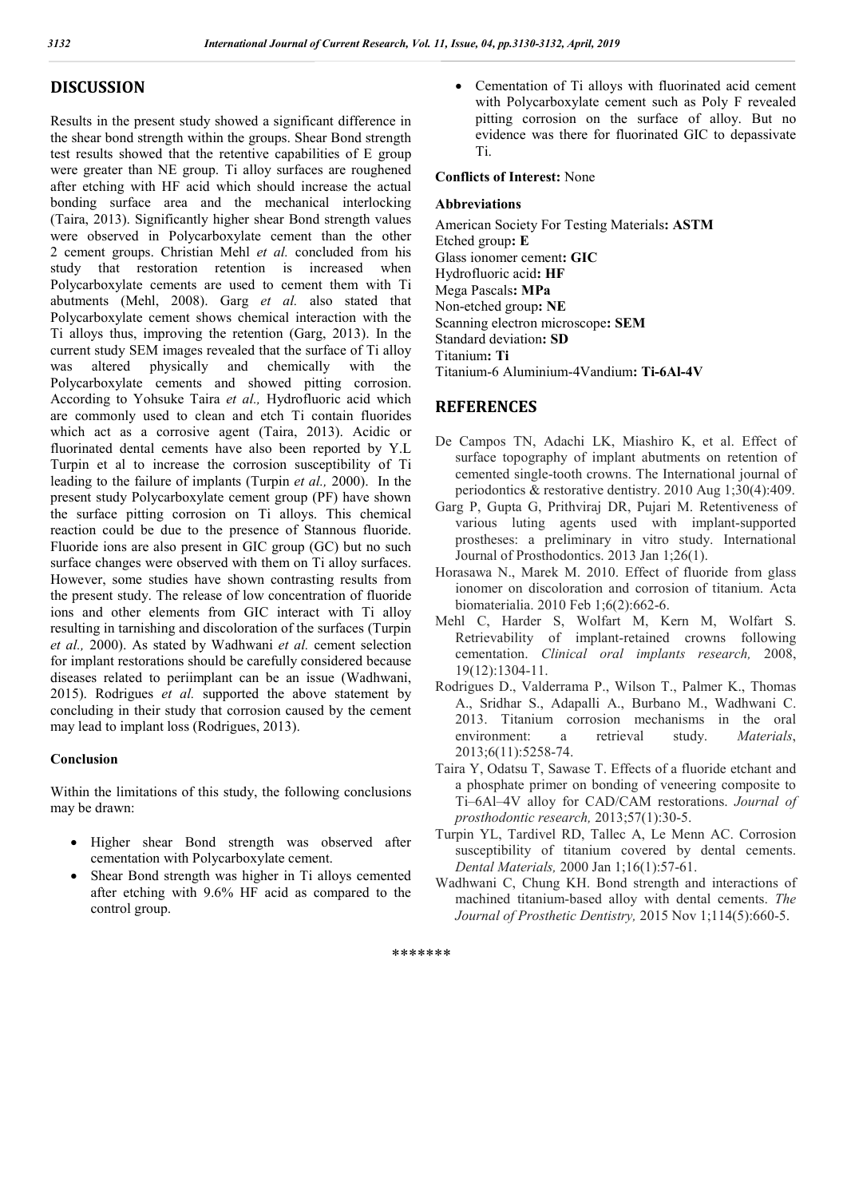## DISCUSSION

Results in the present study showed a significant difference in the shear bond strength within the groups. Shear Bond strength test results showed that the retentive capabilities of E group were greater than NE group. Ti alloy surfaces are roughened after etching with HF acid which should increase the actual bonding surface area and the mechanical interlocking (Taira, 2013). Significantly higher shear Bond strength values were observed in Polycarboxylate cement than the other 2 cement groups. Christian Mehl *et al.* concluded from his study that restoration retention is increased when Polycarboxylate cements are used to cement them with Ti abutments (Mehl, 2008). Garg *et al.* also stated that Polycarboxylate cement shows chemical interaction with the Ti alloys thus, improving the retention (Garg, 2013). In the current study SEM images revealed that the surface of Ti alloy was altered physically and chemically with the Polycarboxylate cements and showed pitting corrosion. According to Yohsuke Taira *et al.,* Hydrofluoric acid which are commonly used to clean and etch Ti contain fluorides which act as a corrosive agent (Taira, 2013). Acidic or fluorinated dental cements have also been reported by Y.L Turpin et al to increase the corrosion susceptibility of Ti leading to the failure of implants (Turpin *et al.,* 2000). In the present study Polycarboxylate cement group (PF) have shown the surface pitting corrosion on Ti alloys. This chemical reaction could be due to the presence of Stannous fluoride. Fluoride ions are also present in GIC group (GC) but no such surface changes were observed with them on Ti alloy surfaces. However, some studies have shown contrasting results from the present study. The release of low concentration of fluoride ions and other elements from GIC interact with Ti alloy resulting in tarnishing and discoloration of the surfaces (Turpin *et al.,* 2000). As stated by Wadhwani *et al.* cement selection for implant restorations should be carefully considered because diseases related to periimplant can be an issue (Wadhwani, 2015). Rodrigues *et al.* supported the above statement by concluding in their study that corrosion caused by the cement may lead to implant loss (Rodrigues, 2013).

### Conclusion

Within the limitations of this study, the following conclusions may be drawn:

- Higher shear Bond strength was observed after cementation with Polycarboxylate cement.
- Shear Bond strength was higher in Ti alloys cemented after etching with 9.6% HF acid as compared to the control group.
- Cementation of Ti alloys with fluorinated acid cement with Polycarboxylate cement such as Poly F revealed pitting corrosion on the surface of alloy. But no evidence was there for fluorinated GIC to depassivate Ti.

**Conflicts of Interest:** None

### Abbreviations

American Society For Testing Materials**: ASTM**
Etched group**: E**
Glass ionomer cement**: GIC**
Hydrofluoric acid**: HF**
Mega Pascals**: MPa**
Non-etched group**: NE**
Scanning electron microscope**: SEM**
Standard deviation**: SD**
Titanium**: Ti**
Titanium-6 Aluminium-4Vandium**: Ti-6Al-4V**

## REFERENCES

De Campos TN, Adachi LK, Miashiro K, et al. Effect of surface topography of implant abutments on retention of cemented single-tooth crowns. The International journal of periodontics & restorative dentistry. 2010 Aug 1;30(4):409.

Garg P, Gupta G, Prithviraj DR, Pujari M. Retentiveness of various luting agents used with implant-supported prostheses: a preliminary in vitro study. International Journal of Prosthodontics. 2013 Jan 1;26(1).

Horasawa N., Marek M. 2010. Effect of fluoride from glass ionomer on discoloration and corrosion of titanium. Acta biomaterialia. 2010 Feb 1;6(2):662-6.

Mehl C, Harder S, Wolfart M, Kern M, Wolfart S. Retrievability of implant-retained crowns following cementation. *Clinical oral implants research,* 2008, 19(12):1304-11.

Rodrigues D., Valderrama P., Wilson T., Palmer K., Thomas A., Sridhar S., Adapalli A., Burbano M., Wadhwani C. 2013. Titanium corrosion mechanisms in the oral environment: a retrieval study. *Materials*, 2013;6(11):5258-74.

Taira Y, Odatsu T, Sawase T. Effects of a fluoride etchant and a phosphate primer on bonding of veneering composite to Ti–6Al–4V alloy for CAD/CAM restorations. *Journal of prosthodontic research,* 2013;57(1):30-5.

Turpin YL, Tardivel RD, Tallec A, Le Menn AC. Corrosion susceptibility of titanium covered by dental cements. *Dental Materials,* 2000 Jan 1;16(1):57-61.

Wadhwani C, Chung KH. Bond strength and interactions of machined titanium-based alloy with dental cements. *The Journal of Prosthetic Dentistry,* 2015 Nov 1;114(5):660-5.

*******